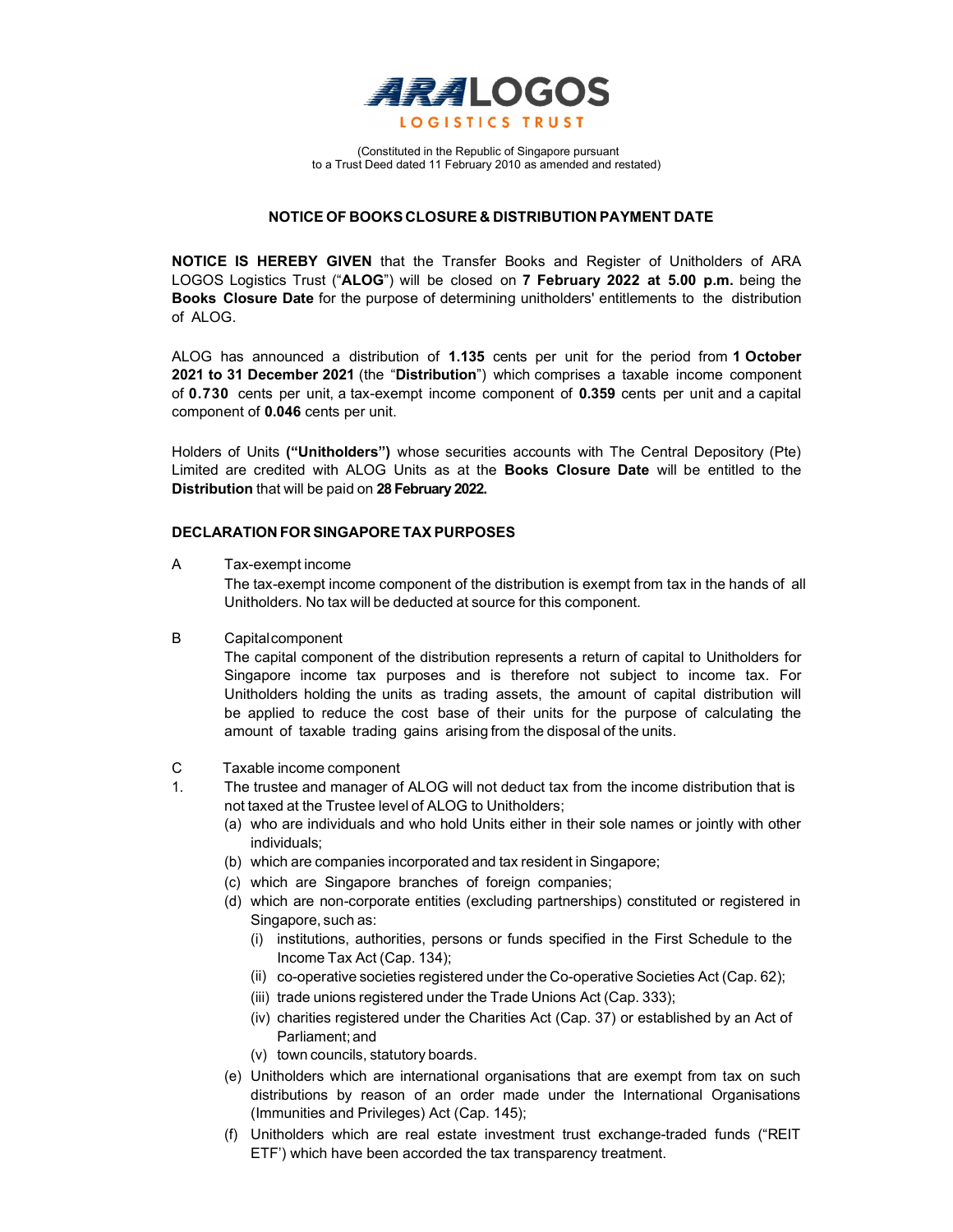# ARA LOGOS LOGISTICS TRUST

(Constituted in the Republic of Singapore pursuant to a Trust Deed dated 11 February 2010 as amended and restated)

## NOTICE OF BOOKS CLOSURE & DISTRIBUTION PAYMENT DATE

**NOTICE IS HEREBY GIVEN** that the Transfer Books and Register of Unitholders of ARA LOGOS Logistics Trust ("**ALOG**") will be closed on **7 February 2022 at 5.00 p.m.** being the **Books Closure Date** for the purpose of determining unitholders' entitlements to the distribution of ALOG.

ALOG has announced a distribution of **1.135** cents per unit for the period from **1 October 2021 to 31 December 2021** (the "**Distribution**") which comprises a taxable income component of **0.730** cents per unit, a tax-exempt income component of **0.359** cents per unit and a capital component of **0.046** cents per unit.

Holders of Units **("Unitholders")** whose securities accounts with The Central Depository (Pte) Limited are credited with ALOG Units as at the **Books Closure Date** will be entitled to the **Distribution** that will be paid on **28 February 2022.**

### DECLARATION FOR SINGAPORE TAX PURPOSES

A Tax-exempt income

The tax-exempt income component of the distribution is exempt from tax in the hands of all Unitholders. No tax will be deducted at source for this component.

B Capital component

The capital component of the distribution represents a return of capital to Unitholders for Singapore income tax purposes and is therefore not subject to income tax. For Unitholders holding the units as trading assets, the amount of capital distribution will be applied to reduce the cost base of their units for the purpose of calculating the amount of taxable trading gains arising from the disposal of the units.

C Taxable income component

1. The trustee and manager of ALOG will not deduct tax from the income distribution that is not taxed at the Trustee level of ALOG to Unitholders;
   - (a) who are individuals and who hold Units either in their sole names or jointly with other individuals;
   - (b) which are companies incorporated and tax resident in Singapore;
   - (c) which are Singapore branches of foreign companies;
   - (d) which are non-corporate entities (excluding partnerships) constituted or registered in Singapore, such as:
     - (i) institutions, authorities, persons or funds specified in the First Schedule to the Income Tax Act (Cap. 134);
     - (ii) co-operative societies registered under the Co-operative Societies Act (Cap. 62);
     - (iii) trade unions registered under the Trade Unions Act (Cap. 333);
     - (iv) charities registered under the Charities Act (Cap. 37) or established by an Act of Parliament; and
     - (v) town councils, statutory boards.
   - (e) Unitholders which are international organisations that are exempt from tax on such distributions by reason of an order made under the International Organisations (Immunities and Privileges) Act (Cap. 145);
   - (f) Unitholders which are real estate investment trust exchange-traded funds ("REIT ETF') which have been accorded the tax transparency treatment.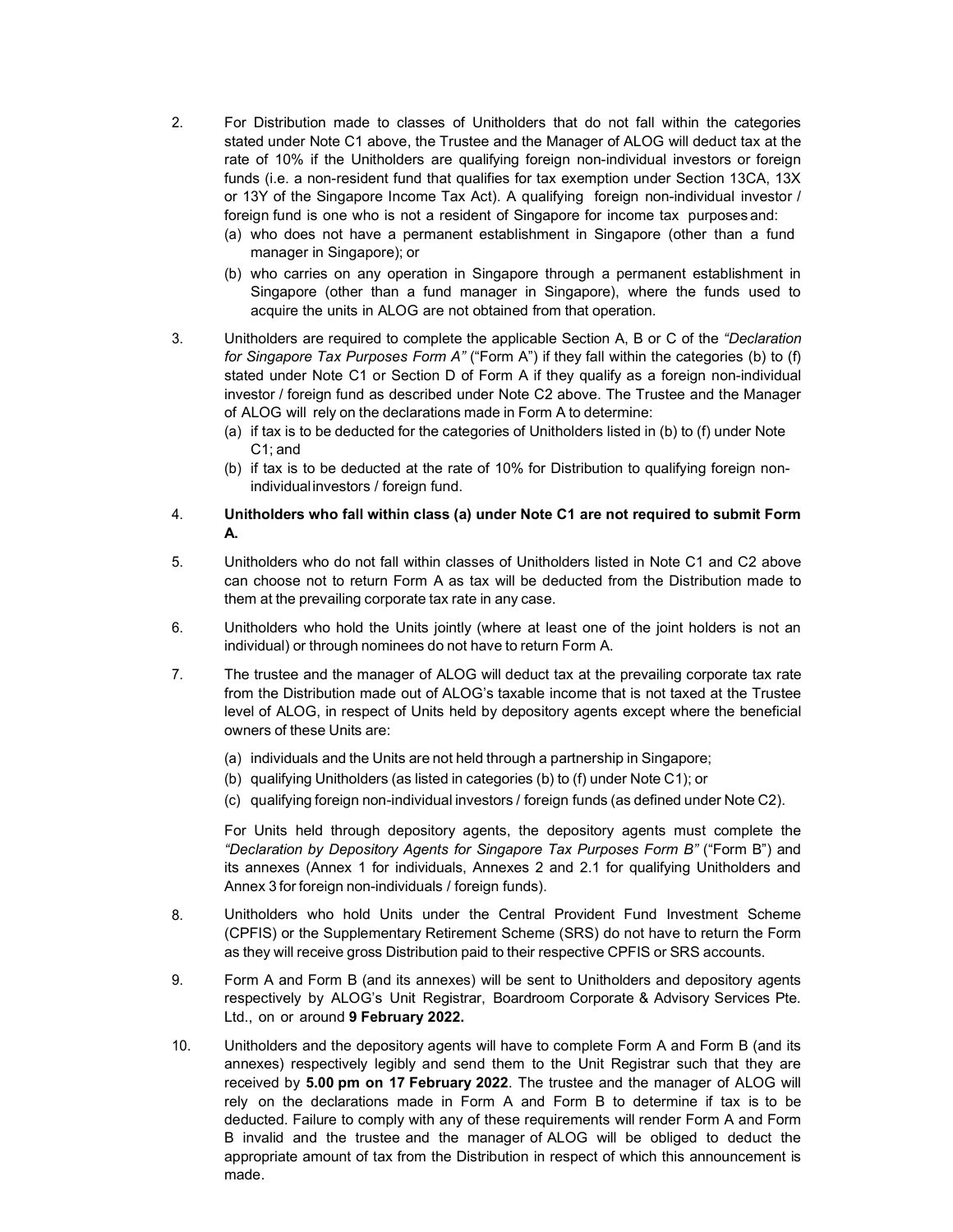2. For Distribution made to classes of Unitholders that do not fall within the categories stated under Note C1 above, the Trustee and the Manager of ALOG will deduct tax at the rate of 10% if the Unitholders are qualifying foreign non-individual investors or foreign funds (i.e. a non-resident fund that qualifies for tax exemption under Section 13CA, 13X or 13Y of the Singapore Income Tax Act). A qualifying foreign non-individual investor / foreign fund is one who is not a resident of Singapore for income tax purposes and:
   (a) who does not have a permanent establishment in Singapore (other than a fund manager in Singapore); or
   (b) who carries on any operation in Singapore through a permanent establishment in Singapore (other than a fund manager in Singapore), where the funds used to acquire the units in ALOG are not obtained from that operation.

3. Unitholders are required to complete the applicable Section A, B or C of the *"Declaration for Singapore Tax Purposes Form A"* ("Form A") if they fall within the categories (b) to (f) stated under Note C1 or Section D of Form A if they qualify as a foreign non-individual investor / foreign fund as described under Note C2 above. The Trustee and the Manager of ALOG will rely on the declarations made in Form A to determine:
   (a) if tax is to be deducted for the categories of Unitholders listed in (b) to (f) under Note C1; and
   (b) if tax is to be deducted at the rate of 10% for Distribution to qualifying foreign non-individual investors / foreign fund.

4. **Unitholders who fall within class (a) under Note C1 are not required to submit Form A.**

5. Unitholders who do not fall within classes of Unitholders listed in Note C1 and C2 above can choose not to return Form A as tax will be deducted from the Distribution made to them at the prevailing corporate tax rate in any case.

6. Unitholders who hold the Units jointly (where at least one of the joint holders is not an individual) or through nominees do not have to return Form A.

7. The trustee and the manager of ALOG will deduct tax at the prevailing corporate tax rate from the Distribution made out of ALOG's taxable income that is not taxed at the Trustee level of ALOG, in respect of Units held by depository agents except where the beneficial owners of these Units are:

   (a) individuals and the Units are not held through a partnership in Singapore;
   (b) qualifying Unitholders (as listed in categories (b) to (f) under Note C1); or
   (c) qualifying foreign non-individual investors / foreign funds (as defined under Note C2).

   For Units held through depository agents, the depository agents must complete the *"Declaration by Depository Agents for Singapore Tax Purposes Form B"* ("Form B") and its annexes (Annex 1 for individuals, Annexes 2 and 2.1 for qualifying Unitholders and Annex 3 for foreign non-individuals / foreign funds).

8. Unitholders who hold Units under the Central Provident Fund Investment Scheme (CPFIS) or the Supplementary Retirement Scheme (SRS) do not have to return the Form as they will receive gross Distribution paid to their respective CPFIS or SRS accounts.

9. Form A and Form B (and its annexes) will be sent to Unitholders and depository agents respectively by ALOG's Unit Registrar, Boardroom Corporate & Advisory Services Pte. Ltd., on or around **9 February 2022.**

10. Unitholders and the depository agents will have to complete Form A and Form B (and its annexes) respectively legibly and send them to the Unit Registrar such that they are received by **5.00 pm on 17 February 2022**. The trustee and the manager of ALOG will rely on the declarations made in Form A and Form B to determine if tax is to be deducted. Failure to comply with any of these requirements will render Form A and Form B invalid and the trustee and the manager of ALOG will be obliged to deduct the appropriate amount of tax from the Distribution in respect of which this announcement is made.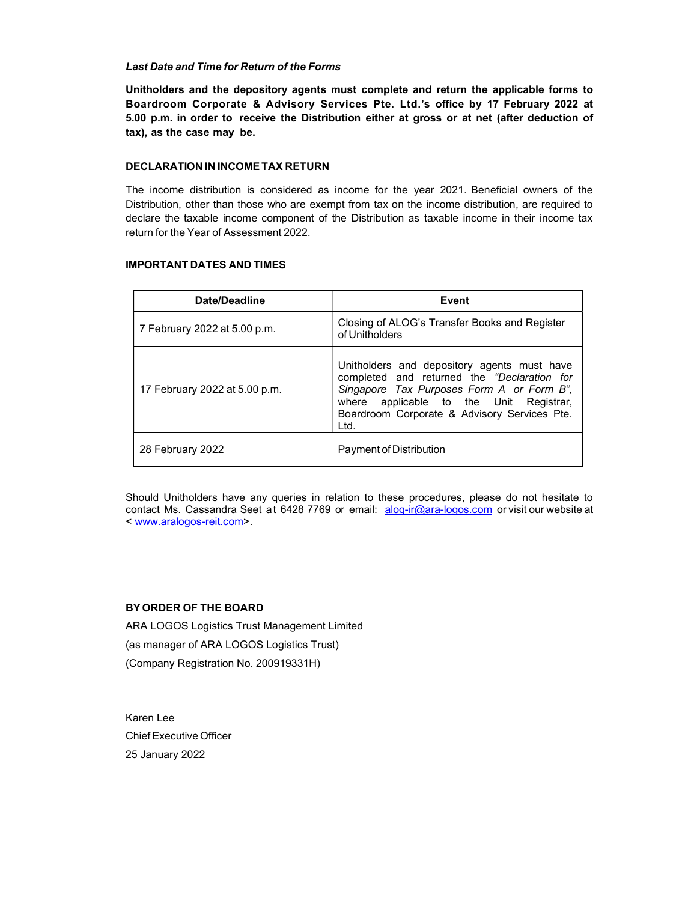***Last Date and Time for Return of the Forms***

**Unitholders and the depository agents must complete and return the applicable forms to Boardroom Corporate & Advisory Services Pte. Ltd.'s office by 17 February 2022 at 5.00 p.m. in order to receive the Distribution either at gross or at net (after deduction of tax), as the case may be.**

**DECLARATION IN INCOME TAX RETURN**

The income distribution is considered as income for the year 2021. Beneficial owners of the Distribution, other than those who are exempt from tax on the income distribution, are required to declare the taxable income component of the Distribution as taxable income in their income tax return for the Year of Assessment 2022.

**IMPORTANT DATES AND TIMES**

| Date/Deadline | Event |
|---|---|
| 7 February 2022 at 5.00 p.m. | Closing of ALOG's Transfer Books and Register of Unitholders |
| 17 February 2022 at 5.00 p.m. | Unitholders and depository agents must have completed and returned the *"Declaration for Singapore Tax Purposes Form A or Form B"*, where applicable to the Unit Registrar, Boardroom Corporate & Advisory Services Pte. Ltd. |
| 28 February 2022 | Payment of Distribution |

Should Unitholders have any queries in relation to these procedures, please do not hesitate to contact Ms. Cassandra Seet at 6428 7769 or email: alog-ir@ara-logos.com or visit our website at < www.aralogos-reit.com>.

**BY ORDER OF THE BOARD**

ARA LOGOS Logistics Trust Management Limited

(as manager of ARA LOGOS Logistics Trust)

(Company Registration No. 200919331H)

Karen Lee

Chief Executive Officer

25 January 2022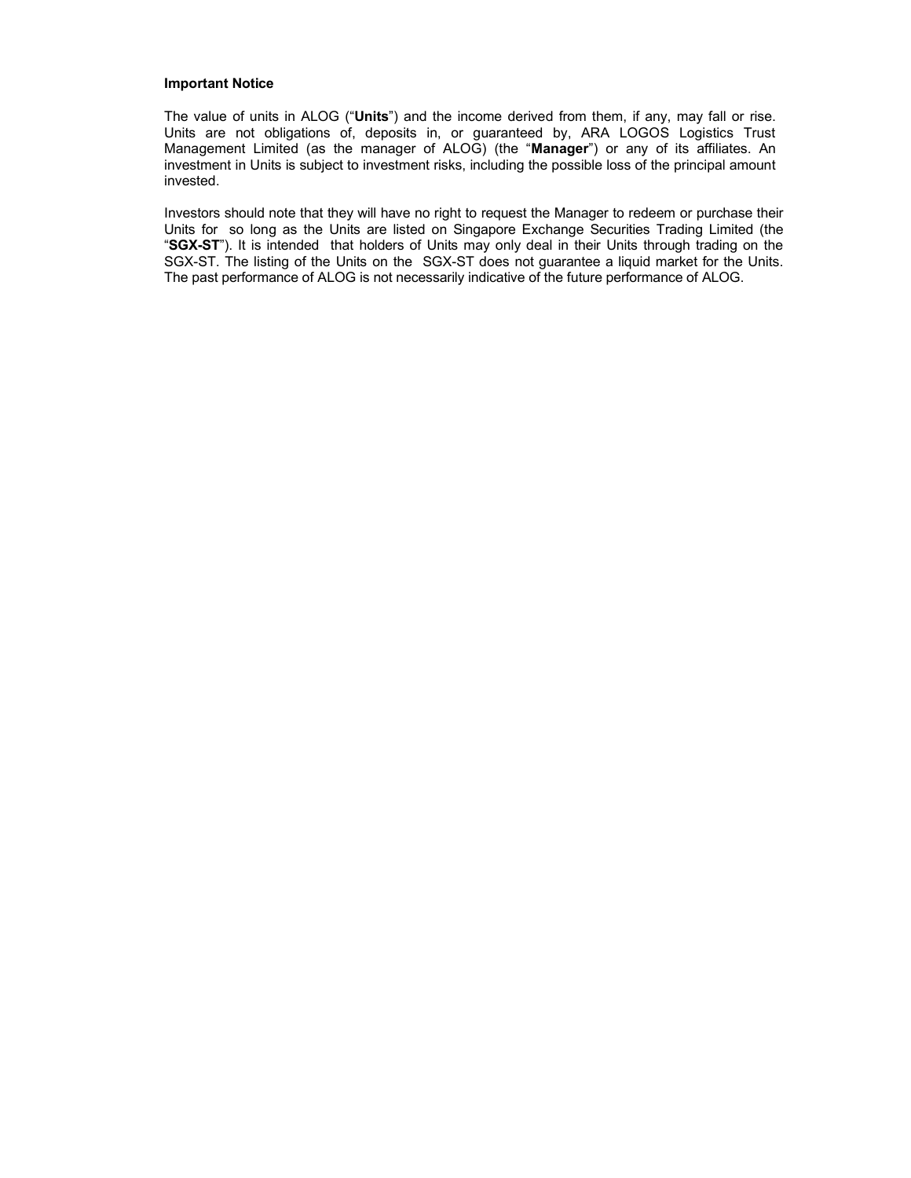**Important Notice**

The value of units in ALOG ("**Units**") and the income derived from them, if any, may fall or rise. Units are not obligations of, deposits in, or guaranteed by, ARA LOGOS Logistics Trust Management Limited (as the manager of ALOG) (the "**Manager**") or any of its affiliates. An investment in Units is subject to investment risks, including the possible loss of the principal amount invested.

Investors should note that they will have no right to request the Manager to redeem or purchase their Units for so long as the Units are listed on Singapore Exchange Securities Trading Limited (the "**SGX-ST**"). It is intended that holders of Units may only deal in their Units through trading on the SGX-ST. The listing of the Units on the SGX-ST does not guarantee a liquid market for the Units. The past performance of ALOG is not necessarily indicative of the future performance of ALOG.